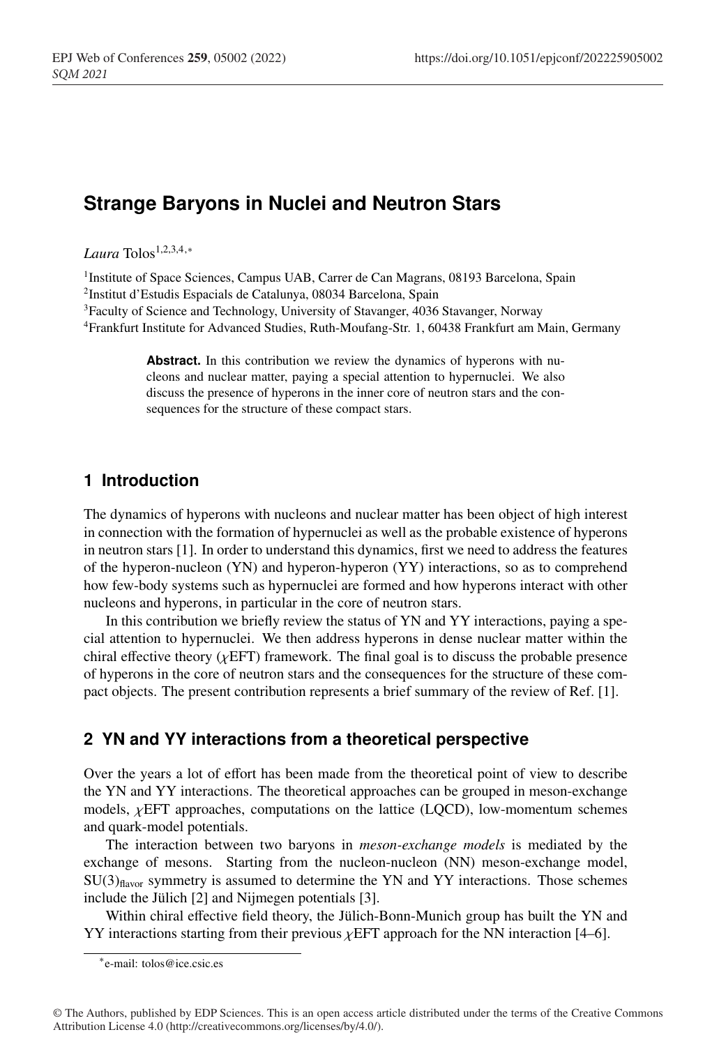# Strange Baryons in Nuclei and Neutron Stars

*Laura* Tolos[1,2,3,4,*]

[1]Institute of Space Sciences, Campus UAB, Carrer de Can Magrans, 08193 Barcelona, Spain
[2]Institut d'Estudis Espacials de Catalunya, 08034 Barcelona, Spain
[3]Faculty of Science and Technology, University of Stavanger, 4036 Stavanger, Norway
[4]Frankfurt Institute for Advanced Studies, Ruth-Moufang-Str. 1, 60438 Frankfurt am Main, Germany

**Abstract.** In this contribution we review the dynamics of hyperons with nucleons and nuclear matter, paying a special attention to hypernuclei. We also discuss the presence of hyperons in the inner core of neutron stars and the consequences for the structure of these compact stars.

## 1 Introduction

The dynamics of hyperons with nucleons and nuclear matter has been object of high interest in connection with the formation of hypernuclei as well as the probable existence of hyperons in neutron stars [1]. In order to understand this dynamics, first we need to address the features of the hyperon-nucleon (YN) and hyperon-hyperon (YY) interactions, so as to comprehend how few-body systems such as hypernuclei are formed and how hyperons interact with other nucleons and hyperons, in particular in the core of neutron stars.

In this contribution we briefly review the status of YN and YY interactions, paying a special attention to hypernuclei. We then address hyperons in dense nuclear matter within the chiral effective theory ($\chi$EFT) framework. The final goal is to discuss the probable presence of hyperons in the core of neutron stars and the consequences for the structure of these compact objects. The present contribution represents a brief summary of the review of Ref. [1].

## 2 YN and YY interactions from a theoretical perspective

Over the years a lot of effort has been made from the theoretical point of view to describe the YN and YY interactions. The theoretical approaches can be grouped in meson-exchange models, $\chi$EFT approaches, computations on the lattice (LQCD), low-momentum schemes and quark-model potentials.

The interaction between two baryons in *meson-exchange models* is mediated by the exchange of mesons. Starting from the nucleon-nucleon (NN) meson-exchange model, $SU(3)_{\text{flavor}}$ symmetry is assumed to determine the YN and YY interactions. Those schemes include the Jülich [2] and Nijmegen potentials [3].

Within chiral effective field theory, the Jülich-Bonn-Munich group has built the YN and YY interactions starting from their previous $\chi$EFT approach for the NN interaction [4–6].

*e-mail: tolos@ice.csic.es

© The Authors, published by EDP Sciences. This is an open access article distributed under the terms of the Creative Commons Attribution License 4.0 (http://creativecommons.org/licenses/by/4.0/).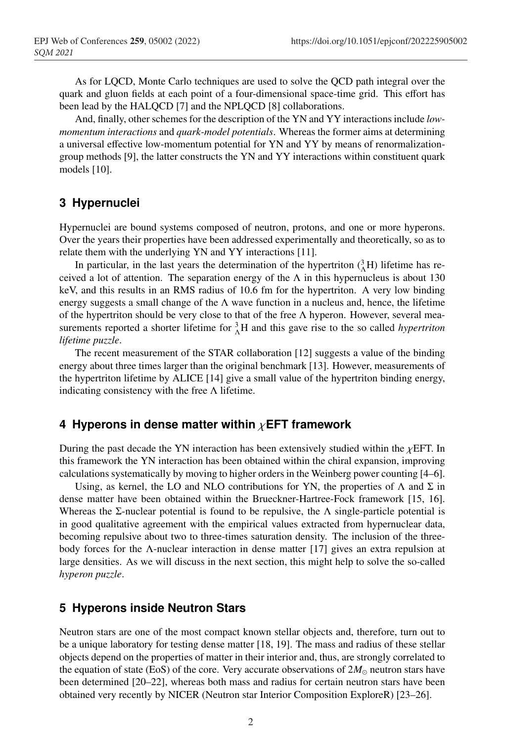As for LQCD, Monte Carlo techniques are used to solve the QCD path integral over the quark and gluon fields at each point of a four-dimensional space-time grid. This effort has been lead by the HALQCD [7] and the NPLQCD [8] collaborations.

And, finally, other schemes for the description of the YN and YY interactions include *low-momentum interactions* and *quark-model potentials*. Whereas the former aims at determining a universal effective low-momentum potential for YN and YY by means of renormalization-group methods [9], the latter constructs the YN and YY interactions within constituent quark models [10].

## 3 Hypernuclei

Hypernuclei are bound systems composed of neutron, protons, and one or more hyperons. Over the years their properties have been addressed experimentally and theoretically, so as to relate them with the underlying YN and YY interactions [11].

In particular, in the last years the determination of the hypertriton ($^3_\Lambda$H) lifetime has received a lot of attention. The separation energy of the $\Lambda$ in this hypernucleus is about 130 keV, and this results in an RMS radius of 10.6 fm for the hypertriton. A very low binding energy suggests a small change of the $\Lambda$ wave function in a nucleus and, hence, the lifetime of the hypertriton should be very close to that of the free $\Lambda$ hyperon. However, several measurements reported a shorter lifetime for $^3_\Lambda$H and this gave rise to the so called *hypertriton lifetime puzzle*.

The recent measurement of the STAR collaboration [12] suggests a value of the binding energy about three times larger than the original benchmark [13]. However, measurements of the hypertriton lifetime by ALICE [14] give a small value of the hypertriton binding energy, indicating consistency with the free $\Lambda$ lifetime.

## 4 Hyperons in dense matter within $\chi$EFT framework

During the past decade the YN interaction has been extensively studied within the $\chi$EFT. In this framework the YN interaction has been obtained within the chiral expansion, improving calculations systematically by moving to higher orders in the Weinberg power counting [4–6].

Using, as kernel, the LO and NLO contributions for YN, the properties of $\Lambda$ and $\Sigma$ in dense matter have been obtained within the Brueckner-Hartree-Fock framework [15, 16]. Whereas the $\Sigma$-nuclear potential is found to be repulsive, the $\Lambda$ single-particle potential is in good qualitative agreement with the empirical values extracted from hypernuclear data, becoming repulsive about two to three-times saturation density. The inclusion of the three-body forces for the $\Lambda$-nuclear interaction in dense matter [17] gives an extra repulsion at large densities. As we will discuss in the next section, this might help to solve the so-called *hyperon puzzle*.

## 5 Hyperons inside Neutron Stars

Neutron stars are one of the most compact known stellar objects and, therefore, turn out to be a unique laboratory for testing dense matter [18, 19]. The mass and radius of these stellar objects depend on the properties of matter in their interior and, thus, are strongly correlated to the equation of state (EoS) of the core. Very accurate observations of $2M_\odot$ neutron stars have been determined [20–22], whereas both mass and radius for certain neutron stars have been obtained very recently by NICER (Neutron star Interior Composition ExploreR) [23–26].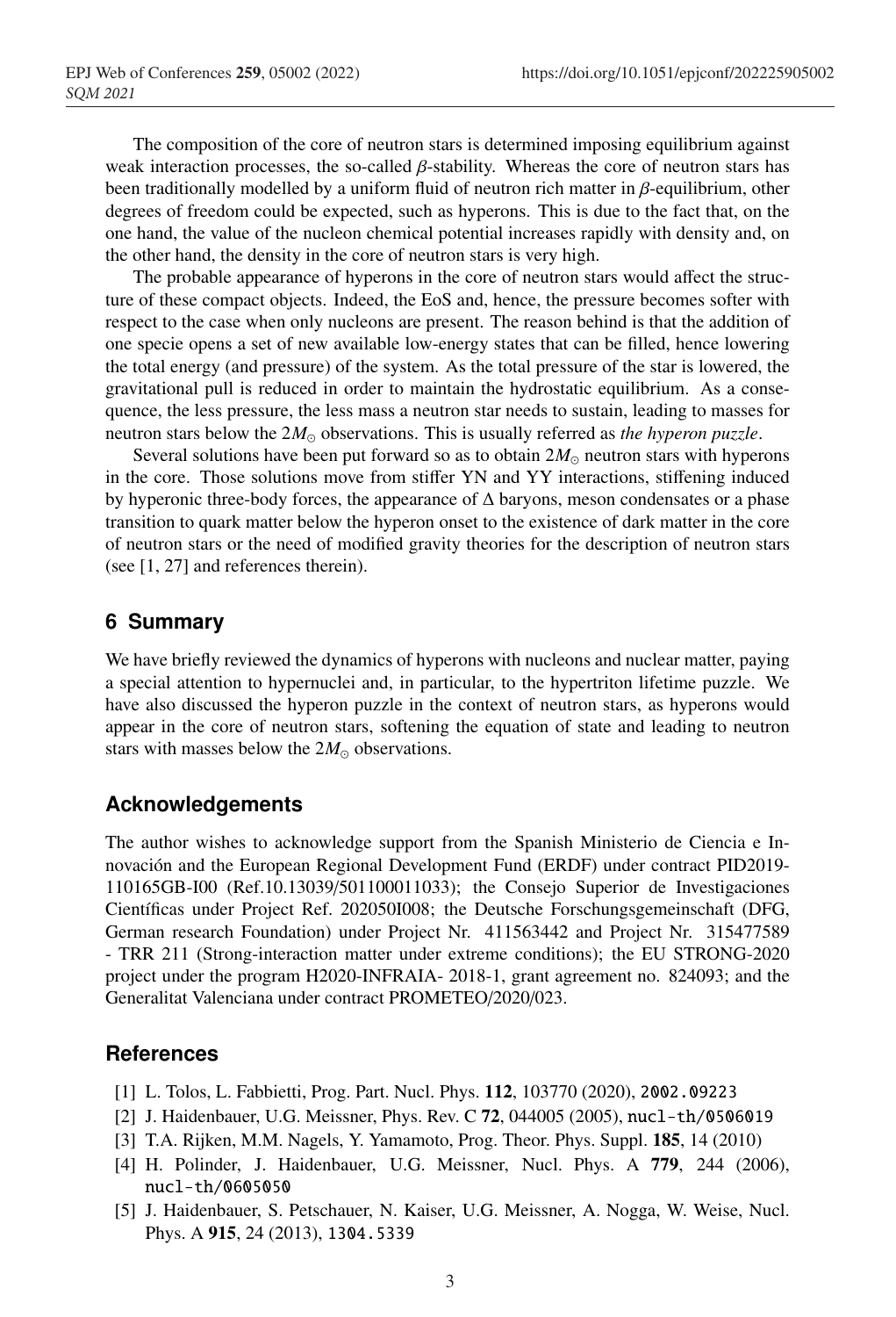The composition of the core of neutron stars is determined imposing equilibrium against weak interaction processes, the so-called $\beta$-stability. Whereas the core of neutron stars has been traditionally modelled by a uniform fluid of neutron rich matter in $\beta$-equilibrium, other degrees of freedom could be expected, such as hyperons. This is due to the fact that, on the one hand, the value of the nucleon chemical potential increases rapidly with density and, on the other hand, the density in the core of neutron stars is very high.

The probable appearance of hyperons in the core of neutron stars would affect the structure of these compact objects. Indeed, the EoS and, hence, the pressure becomes softer with respect to the case when only nucleons are present. The reason behind is that the addition of one specie opens a set of new available low-energy states that can be filled, hence lowering the total energy (and pressure) of the system. As the total pressure of the star is lowered, the gravitational pull is reduced in order to maintain the hydrostatic equilibrium. As a consequence, the less pressure, the less mass a neutron star needs to sustain, leading to masses for neutron stars below the $2M_{\odot}$ observations. This is usually referred as *the hyperon puzzle*.

Several solutions have been put forward so as to obtain $2M_{\odot}$ neutron stars with hyperons in the core. Those solutions move from stiffer YN and YY interactions, stiffening induced by hyperonic three-body forces, the appearance of $\Delta$ baryons, meson condensates or a phase transition to quark matter below the hyperon onset to the existence of dark matter in the core of neutron stars or the need of modified gravity theories for the description of neutron stars (see [1, 27] and references therein).

## 6 Summary

We have briefly reviewed the dynamics of hyperons with nucleons and nuclear matter, paying a special attention to hypernuclei and, in particular, to the hypertriton lifetime puzzle. We have also discussed the hyperon puzzle in the context of neutron stars, as hyperons would appear in the core of neutron stars, softening the equation of state and leading to neutron stars with masses below the $2M_{\odot}$ observations.

## Acknowledgements

The author wishes to acknowledge support from the Spanish Ministerio de Ciencia e Innovación and the European Regional Development Fund (ERDF) under contract PID2019-110165GB-I00 (Ref.10.13039/501100011033); the Consejo Superior de Investigaciones Científicas under Project Ref. 202050I008; the Deutsche Forschungsgemeinschaft (DFG, German research Foundation) under Project Nr. 411563442 and Project Nr. 315477589 - TRR 211 (Strong-interaction matter under extreme conditions); the EU STRONG-2020 project under the program H2020-INFRAIA- 2018-1, grant agreement no. 824093; and the Generalitat Valenciana under contract PROMETEO/2020/023.

## References

[1] L. Tolos, L. Fabbietti, Prog. Part. Nucl. Phys. **112**, 103770 (2020), 2002.09223

[2] J. Haidenbauer, U.G. Meissner, Phys. Rev. C **72**, 044005 (2005), nucl-th/0506019

[3] T.A. Rijken, M.M. Nagels, Y. Yamamoto, Prog. Theor. Phys. Suppl. **185**, 14 (2010)

[4] H. Polinder, J. Haidenbauer, U.G. Meissner, Nucl. Phys. A **779**, 244 (2006), nucl-th/0605050

[5] J. Haidenbauer, S. Petschauer, N. Kaiser, U.G. Meissner, A. Nogga, W. Weise, Nucl. Phys. A **915**, 24 (2013), 1304.5339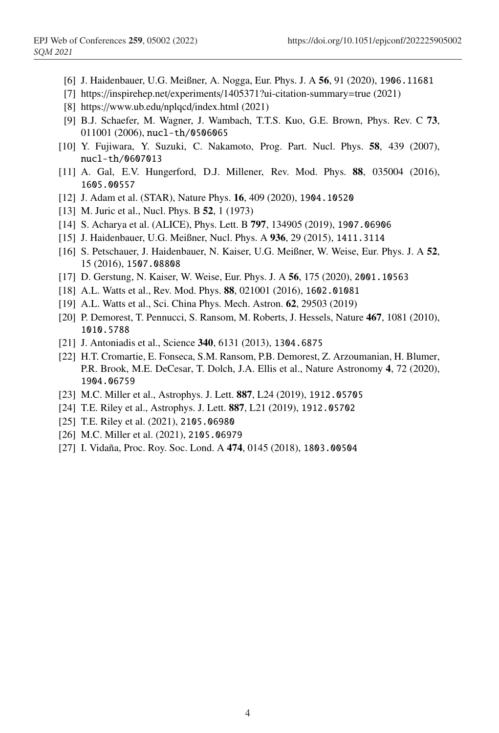[6] J. Haidenbauer, U.G. Meißner, A. Nogga, Eur. Phys. J. A **56**, 91 (2020), 1906.11681

[7] https://inspirehep.net/experiments/1405371?ui-citation-summary=true (2021)

[8] https://www.ub.edu/nplqcd/index.html (2021)

[9] B.J. Schaefer, M. Wagner, J. Wambach, T.T.S. Kuo, G.E. Brown, Phys. Rev. C **73**, 011001 (2006), nucl-th/0506065

[10] Y. Fujiwara, Y. Suzuki, C. Nakamoto, Prog. Part. Nucl. Phys. **58**, 439 (2007), nucl-th/0607013

[11] A. Gal, E.V. Hungerford, D.J. Millener, Rev. Mod. Phys. **88**, 035004 (2016), 1605.00557

[12] J. Adam et al. (STAR), Nature Phys. **16**, 409 (2020), 1904.10520

[13] M. Juric et al., Nucl. Phys. B **52**, 1 (1973)

[14] S. Acharya et al. (ALICE), Phys. Lett. B **797**, 134905 (2019), 1907.06906

[15] J. Haidenbauer, U.G. Meißner, Nucl. Phys. A **936**, 29 (2015), 1411.3114

[16] S. Petschauer, J. Haidenbauer, N. Kaiser, U.G. Meißner, W. Weise, Eur. Phys. J. A **52**, 15 (2016), 1507.08808

[17] D. Gerstung, N. Kaiser, W. Weise, Eur. Phys. J. A **56**, 175 (2020), 2001.10563

[18] A.L. Watts et al., Rev. Mod. Phys. **88**, 021001 (2016), 1602.01081

[19] A.L. Watts et al., Sci. China Phys. Mech. Astron. **62**, 29503 (2019)

[20] P. Demorest, T. Pennucci, S. Ransom, M. Roberts, J. Hessels, Nature **467**, 1081 (2010), 1010.5788

[21] J. Antoniadis et al., Science **340**, 6131 (2013), 1304.6875

[22] H.T. Cromartie, E. Fonseca, S.M. Ransom, P.B. Demorest, Z. Arzoumanian, H. Blumer, P.R. Brook, M.E. DeCesar, T. Dolch, J.A. Ellis et al., Nature Astronomy **4**, 72 (2020), 1904.06759

[23] M.C. Miller et al., Astrophys. J. Lett. **887**, L24 (2019), 1912.05705

[24] T.E. Riley et al., Astrophys. J. Lett. **887**, L21 (2019), 1912.05702

[25] T.E. Riley et al. (2021), 2105.06980

[26] M.C. Miller et al. (2021), 2105.06979

[27] I. Vidaña, Proc. Roy. Soc. Lond. A **474**, 0145 (2018), 1803.00504